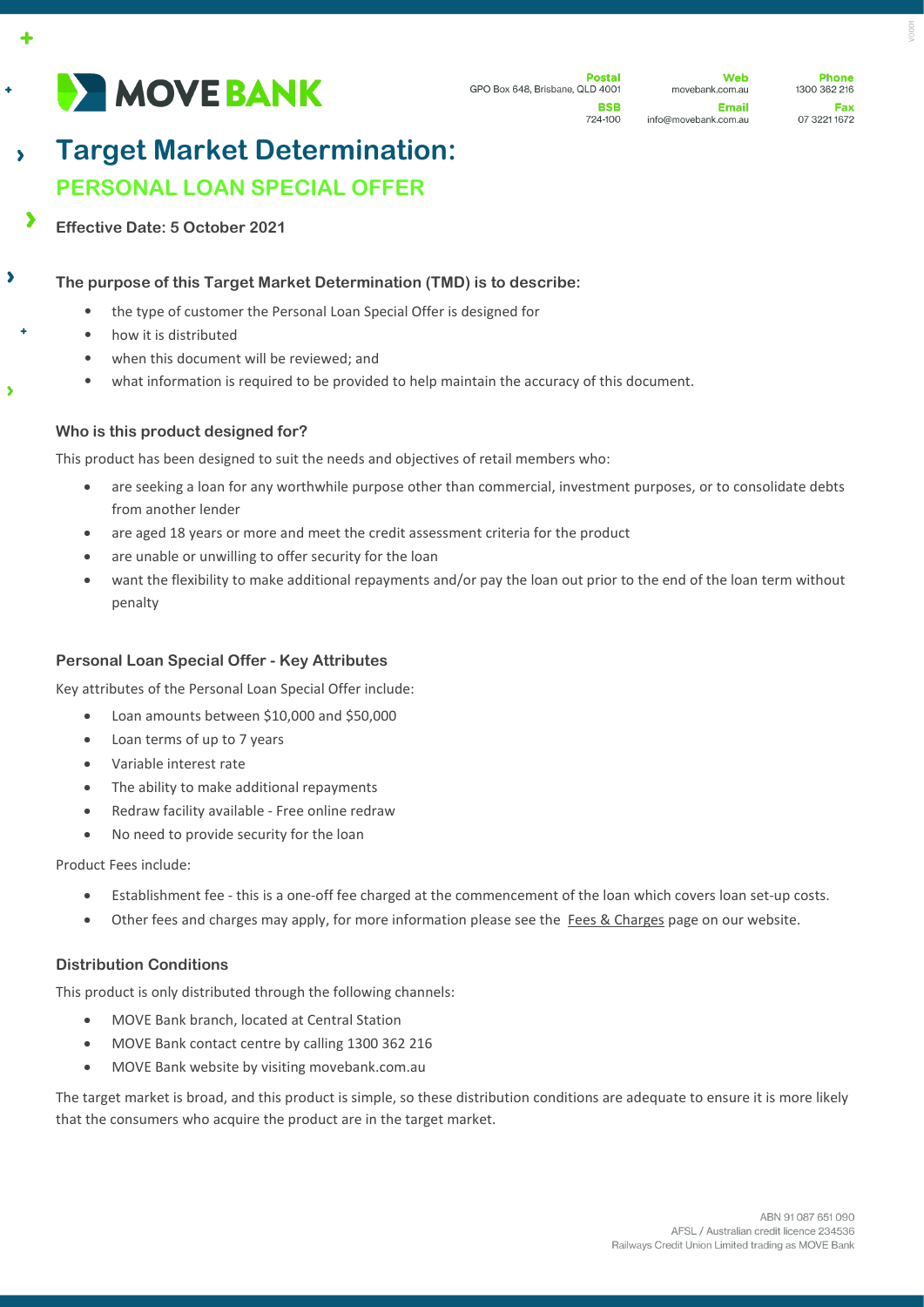MOVE BANK

**Postal**
GPO Box 648, Brisbane, QLD 4001

**BSB**
724-100

**Web**
movebank.com.au

**Email**
info@movebank.com.au

**Phone**
1300 362 216

**Fax**
07 3221 1672

# Target Market Determination:

## PERSONAL LOAN SPECIAL OFFER

**Effective Date: 5 October 2021**

### The purpose of this Target Market Determination (TMD) is to describe:

- the type of customer the Personal Loan Special Offer is designed for
- how it is distributed
- when this document will be reviewed; and
- what information is required to be provided to help maintain the accuracy of this document.

### Who is this product designed for?

This product has been designed to suit the needs and objectives of retail members who:

- are seeking a loan for any worthwhile purpose other than commercial, investment purposes, or to consolidate debts from another lender
- are aged 18 years or more and meet the credit assessment criteria for the product
- are unable or unwilling to offer security for the loan
- want the flexibility to make additional repayments and/or pay the loan out prior to the end of the loan term without penalty

### Personal Loan Special Offer - Key Attributes

Key attributes of the Personal Loan Special Offer include:

- Loan amounts between $10,000 and $50,000
- Loan terms of up to 7 years
- Variable interest rate
- The ability to make additional repayments
- Redraw facility available - Free online redraw
- No need to provide security for the loan

Product Fees include:

- Establishment fee - this is a one-off fee charged at the commencement of the loan which covers loan set-up costs.
- Other fees and charges may apply, for more information please see the Fees & Charges page on our website.

### Distribution Conditions

This product is only distributed through the following channels:

- MOVE Bank branch, located at Central Station
- MOVE Bank contact centre by calling 1300 362 216
- MOVE Bank website by visiting movebank.com.au

The target market is broad, and this product is simple, so these distribution conditions are adequate to ensure it is more likely that the consumers who acquire the product are in the target market.

ABN 91 087 651 090
AFSL / Australian credit licence 234536
Railways Credit Union Limited trading as MOVE Bank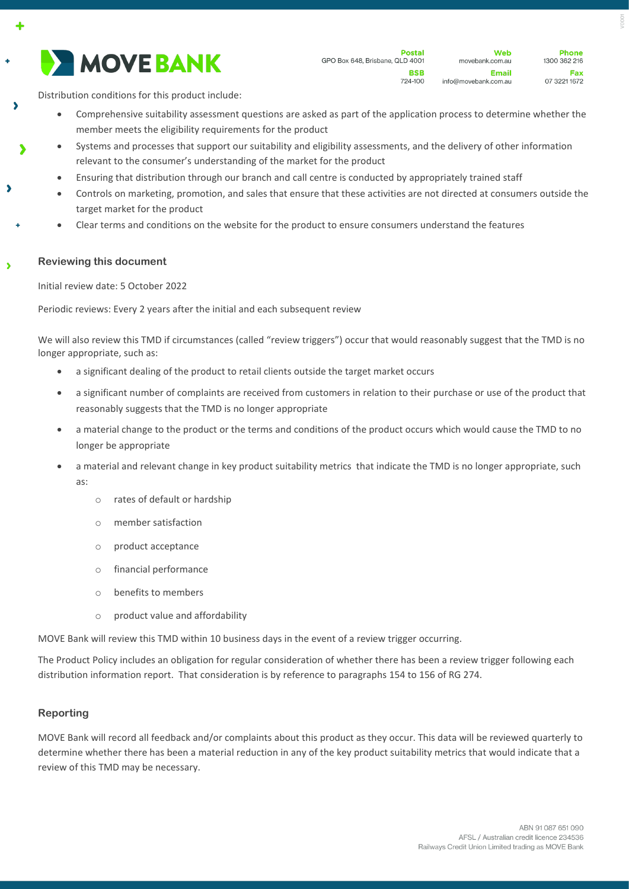Distribution conditions for this product include:

- Comprehensive suitability assessment questions are asked as part of the application process to determine whether the member meets the eligibility requirements for the product
- Systems and processes that support our suitability and eligibility assessments, and the delivery of other information relevant to the consumer's understanding of the market for the product
- Ensuring that distribution through our branch and call centre is conducted by appropriately trained staff
- Controls on marketing, promotion, and sales that ensure that these activities are not directed at consumers outside the target market for the product
- Clear terms and conditions on the website for the product to ensure consumers understand the features

### Reviewing this document

Initial review date: 5 October 2022

Periodic reviews: Every 2 years after the initial and each subsequent review

We will also review this TMD if circumstances (called "review triggers") occur that would reasonably suggest that the TMD is no longer appropriate, such as:

- a significant dealing of the product to retail clients outside the target market occurs
- a significant number of complaints are received from customers in relation to their purchase or use of the product that reasonably suggests that the TMD is no longer appropriate
- a material change to the product or the terms and conditions of the product occurs which would cause the TMD to no longer be appropriate
- a material and relevant change in key product suitability metrics that indicate the TMD is no longer appropriate, such as:
  - rates of default or hardship
  - member satisfaction
  - product acceptance
  - financial performance
  - benefits to members
  - product value and affordability

MOVE Bank will review this TMD within 10 business days in the event of a review trigger occurring.

The Product Policy includes an obligation for regular consideration of whether there has been a review trigger following each distribution information report. That consideration is by reference to paragraphs 154 to 156 of RG 274.

### Reporting

MOVE Bank will record all feedback and/or complaints about this product as they occur. This data will be reviewed quarterly to determine whether there has been a material reduction in any of the key product suitability metrics that would indicate that a review of this TMD may be necessary.